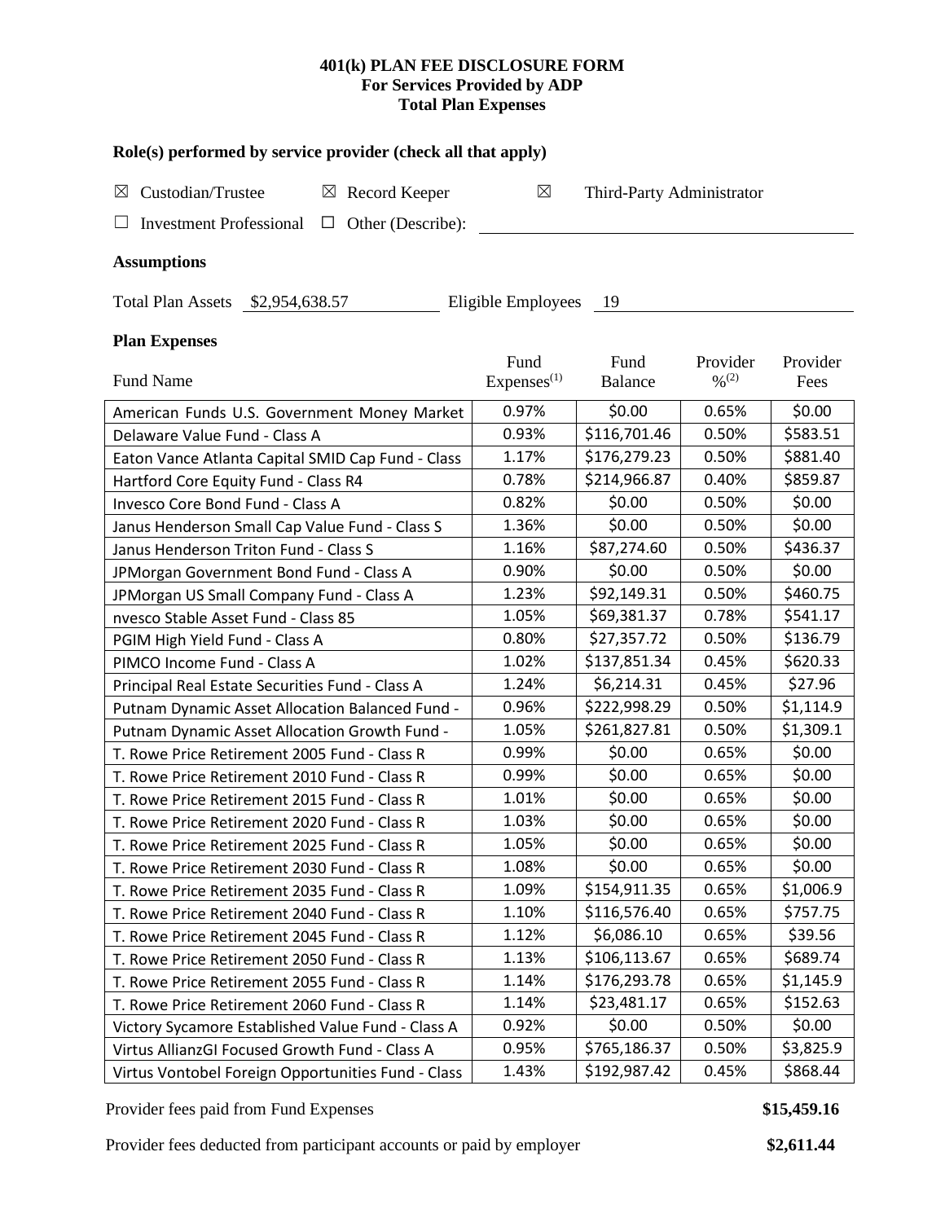**401(k) PLAN FEE DISCLOSURE FORM**
**For Services Provided by ADP**
**Total Plan Expenses**

### Role(s) performed by service provider (check all that apply)

☒ Custodian/Trustee ☒ Record Keeper ☒ Third-Party Administrator

☐ Investment Professional ☐ Other (Describe): ______________________

### Assumptions

Total Plan Assets $2,954,638.57 Eligible Employees 19

### Plan Expenses

| Fund Name | Fund Expenses(1) | Fund Balance | Provider %(2) | Provider Fees |
|---|---|---|---|---|
| American Funds U.S. Government Money Market | 0.97% | $0.00 | 0.65% | $0.00 |
| Delaware Value Fund - Class A | 0.93% | $116,701.46 | 0.50% | $583.51 |
| Eaton Vance Atlanta Capital SMID Cap Fund - Class | 1.17% | $176,279.23 | 0.50% | $881.40 |
| Hartford Core Equity Fund - Class R4 | 0.78% | $214,966.87 | 0.40% | $859.87 |
| Invesco Core Bond Fund - Class A | 0.82% | $0.00 | 0.50% | $0.00 |
| Janus Henderson Small Cap Value Fund - Class S | 1.36% | $0.00 | 0.50% | $0.00 |
| Janus Henderson Triton Fund - Class S | 1.16% | $87,274.60 | 0.50% | $436.37 |
| JPMorgan Government Bond Fund - Class A | 0.90% | $0.00 | 0.50% | $0.00 |
| JPMorgan US Small Company Fund - Class A | 1.23% | $92,149.31 | 0.50% | $460.75 |
| nvesco Stable Asset Fund - Class 85 | 1.05% | $69,381.37 | 0.78% | $541.17 |
| PGIM High Yield Fund - Class A | 0.80% | $27,357.72 | 0.50% | $136.79 |
| PIMCO Income Fund - Class A | 1.02% | $137,851.34 | 0.45% | $620.33 |
| Principal Real Estate Securities Fund - Class A | 1.24% | $6,214.31 | 0.45% | $27.96 |
| Putnam Dynamic Asset Allocation Balanced Fund - | 0.96% | $222,998.29 | 0.50% | $1,114.9 |
| Putnam Dynamic Asset Allocation Growth Fund - | 1.05% | $261,827.81 | 0.50% | $1,309.1 |
| T. Rowe Price Retirement 2005 Fund - Class R | 0.99% | $0.00 | 0.65% | $0.00 |
| T. Rowe Price Retirement 2010 Fund - Class R | 0.99% | $0.00 | 0.65% | $0.00 |
| T. Rowe Price Retirement 2015 Fund - Class R | 1.01% | $0.00 | 0.65% | $0.00 |
| T. Rowe Price Retirement 2020 Fund - Class R | 1.03% | $0.00 | 0.65% | $0.00 |
| T. Rowe Price Retirement 2025 Fund - Class R | 1.05% | $0.00 | 0.65% | $0.00 |
| T. Rowe Price Retirement 2030 Fund - Class R | 1.08% | $0.00 | 0.65% | $0.00 |
| T. Rowe Price Retirement 2035 Fund - Class R | 1.09% | $154,911.35 | 0.65% | $1,006.9 |
| T. Rowe Price Retirement 2040 Fund - Class R | 1.10% | $116,576.40 | 0.65% | $757.75 |
| T. Rowe Price Retirement 2045 Fund - Class R | 1.12% | $6,086.10 | 0.65% | $39.56 |
| T. Rowe Price Retirement 2050 Fund - Class R | 1.13% | $106,113.67 | 0.65% | $689.74 |
| T. Rowe Price Retirement 2055 Fund - Class R | 1.14% | $176,293.78 | 0.65% | $1,145.9 |
| T. Rowe Price Retirement 2060 Fund - Class R | 1.14% | $23,481.17 | 0.65% | $152.63 |
| Victory Sycamore Established Value Fund - Class A | 0.92% | $0.00 | 0.50% | $0.00 |
| Virtus AllianzGI Focused Growth Fund - Class A | 0.95% | $765,186.37 | 0.50% | $3,825.9 |
| Virtus Vontobel Foreign Opportunities Fund - Class | 1.43% | $192,987.42 | 0.45% | $868.44 |

Provider fees paid from Fund Expenses **$15,459.16**

Provider fees deducted from participant accounts or paid by employer **$2,611.44**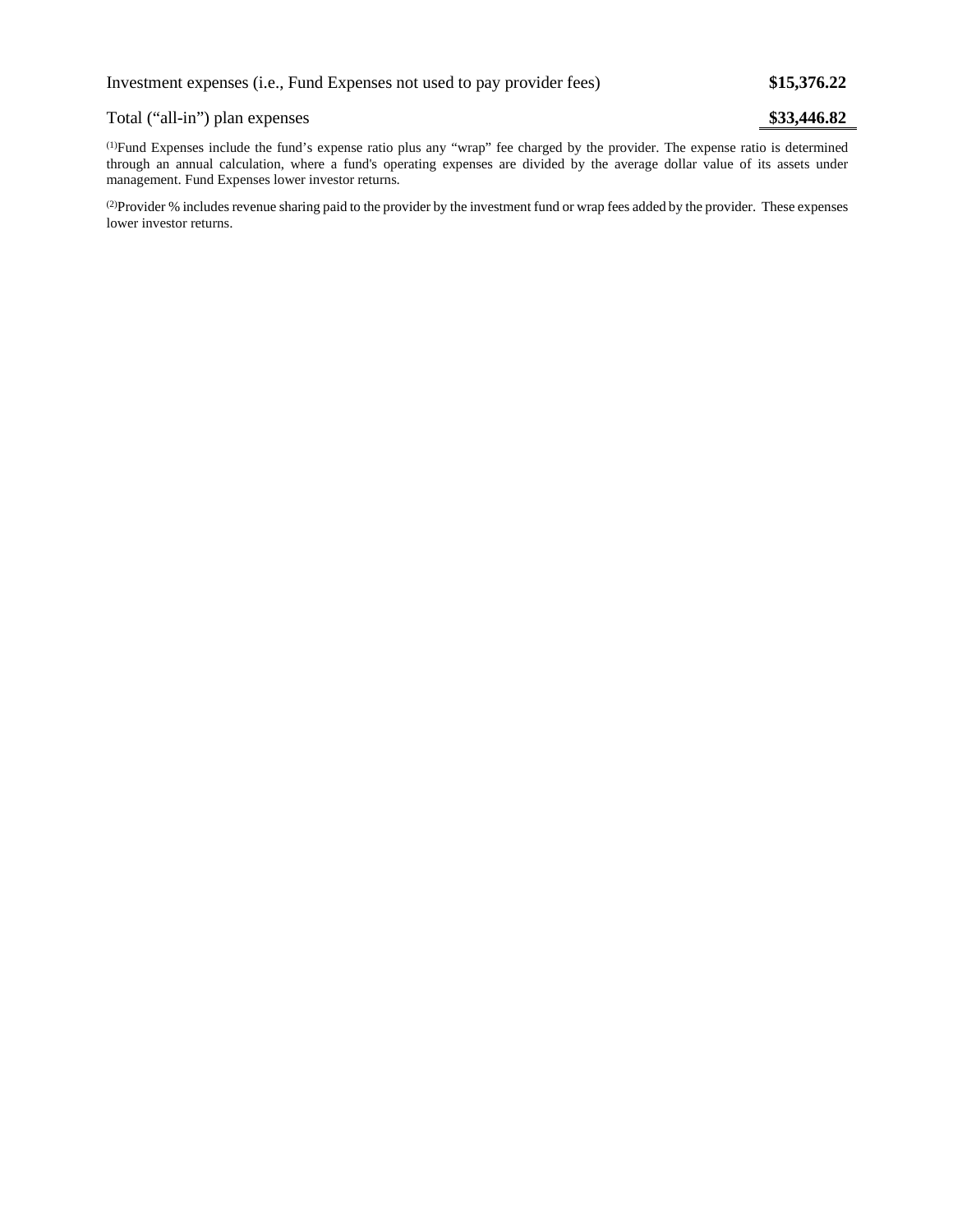| | |
|---|---|
| Investment expenses (i.e., Fund Expenses not used to pay provider fees) | **$15,376.22** |
| Total ("all-in") plan expenses | **$33,446.82** |

[(1)]Fund Expenses include the fund's expense ratio plus any "wrap" fee charged by the provider. The expense ratio is determined through an annual calculation, where a fund's operating expenses are divided by the average dollar value of its assets under management. Fund Expenses lower investor returns.

[(2)]Provider % includes revenue sharing paid to the provider by the investment fund or wrap fees added by the provider. These expenses lower investor returns.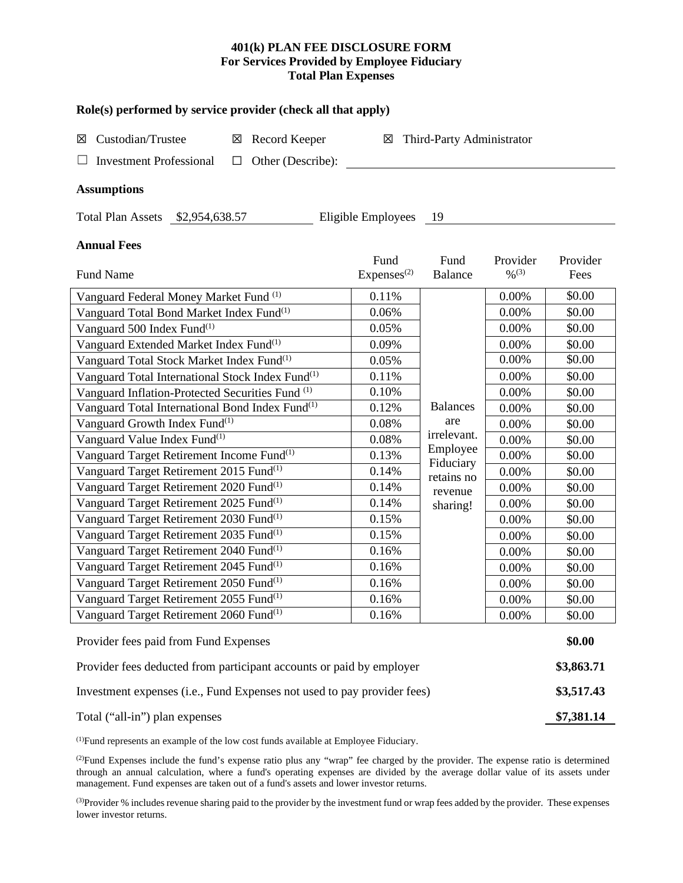**401(k) PLAN FEE DISCLOSURE FORM**
**For Services Provided by Employee Fiduciary**
**Total Plan Expenses**

**Role(s) performed by service provider (check all that apply)**

☒ Custodian/Trustee ☒ Record Keeper ☒ Third-Party Administrator

☐ Investment Professional ☐ Other (Describe): \_\_\_\_\_\_\_\_\_\_

**Assumptions**

Total Plan Assets $2,954,638.57 Eligible Employees 19

**Annual Fees**

| Fund Name | Fund Expenses[2] | Fund Balance | Provider %[3] | Provider Fees |
|---|---|---|---|---|
| Vanguard Federal Money Market Fund [1] | 0.11% | Balances are irrelevant. Employee Fiduciary retains no revenue sharing! | 0.00% | $0.00 |
| Vanguard Total Bond Market Index Fund[1] | 0.06% | | 0.00% | $0.00 |
| Vanguard 500 Index Fund[1] | 0.05% | | 0.00% | $0.00 |
| Vanguard Extended Market Index Fund[1] | 0.09% | | 0.00% | $0.00 |
| Vanguard Total Stock Market Index Fund[1] | 0.05% | | 0.00% | $0.00 |
| Vanguard Total International Stock Index Fund[1] | 0.11% | | 0.00% | $0.00 |
| Vanguard Inflation-Protected Securities Fund [1] | 0.10% | | 0.00% | $0.00 |
| Vanguard Total International Bond Index Fund[1] | 0.12% | | 0.00% | $0.00 |
| Vanguard Growth Index Fund[1] | 0.08% | | 0.00% | $0.00 |
| Vanguard Value Index Fund[1] | 0.08% | | 0.00% | $0.00 |
| Vanguard Target Retirement Income Fund[1] | 0.13% | | 0.00% | $0.00 |
| Vanguard Target Retirement 2015 Fund[1] | 0.14% | | 0.00% | $0.00 |
| Vanguard Target Retirement 2020 Fund[1] | 0.14% | | 0.00% | $0.00 |
| Vanguard Target Retirement 2025 Fund[1] | 0.14% | | 0.00% | $0.00 |
| Vanguard Target Retirement 2030 Fund[1] | 0.15% | | 0.00% | $0.00 |
| Vanguard Target Retirement 2035 Fund[1] | 0.15% | | 0.00% | $0.00 |
| Vanguard Target Retirement 2040 Fund[1] | 0.16% | | 0.00% | $0.00 |
| Vanguard Target Retirement 2045 Fund[1] | 0.16% | | 0.00% | $0.00 |
| Vanguard Target Retirement 2050 Fund[1] | 0.16% | | 0.00% | $0.00 |
| Vanguard Target Retirement 2055 Fund[1] | 0.16% | | 0.00% | $0.00 |
| Vanguard Target Retirement 2060 Fund[1] | 0.16% | | 0.00% | $0.00 |

| | |
|---|---|
| Provider fees paid from Fund Expenses | **$0.00** |
| Provider fees deducted from participant accounts or paid by employer | **$3,863.71** |
| Investment expenses (i.e., Fund Expenses not used to pay provider fees) | **$3,517.43** |
| Total ("all-in") plan expenses | **$7,381.14** |

[1]Fund represents an example of the low cost funds available at Employee Fiduciary.

[2]Fund Expenses include the fund's expense ratio plus any "wrap" fee charged by the provider. The expense ratio is determined through an annual calculation, where a fund's operating expenses are divided by the average dollar value of its assets under management. Fund expenses are taken out of a fund's assets and lower investor returns.

[3]Provider % includes revenue sharing paid to the provider by the investment fund or wrap fees added by the provider. These expenses lower investor returns.